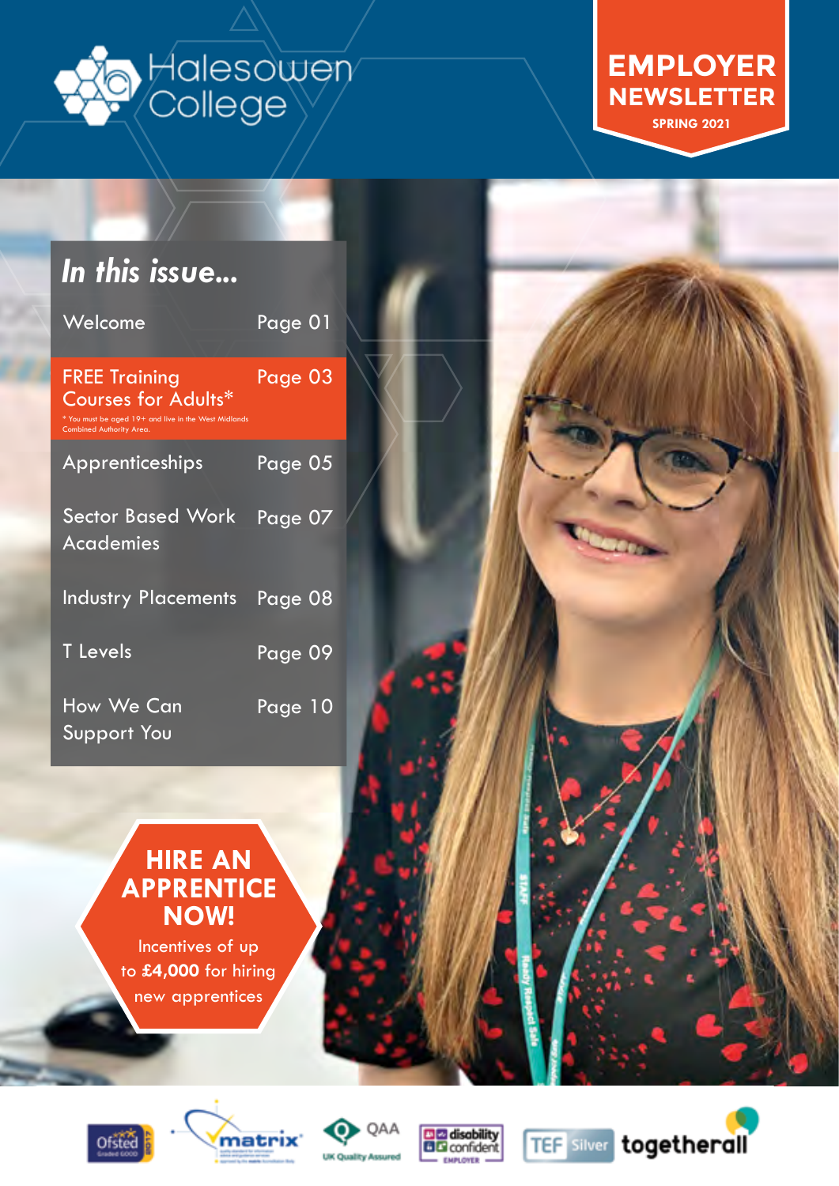Halesowen College

# EMPLOYER NEWSLETTER

**SPRING 2021**

## *In this issue...*

| | |
|---|---|
| Welcome | Page 01 |
| FREE Training Courses for Adults* | Page 03 |
| Apprenticeships | Page 05 |
| Sector Based Work Academies | Page 07 |
| Industry Placements | Page 08 |
| T Levels | Page 09 |
| How We Can Support You | Page 10 |

\* You must be aged 19+ and live in the West Midlands Combined Authority Area.

## HIRE AN APPRENTICE NOW!

Incentives of up to **£4,000** for hiring new apprentices

Ofsted Graded GOOD 2017 · matrix · QAA UK Quality Assured · disability confident EMPLOYER · TEF Silver · togetherall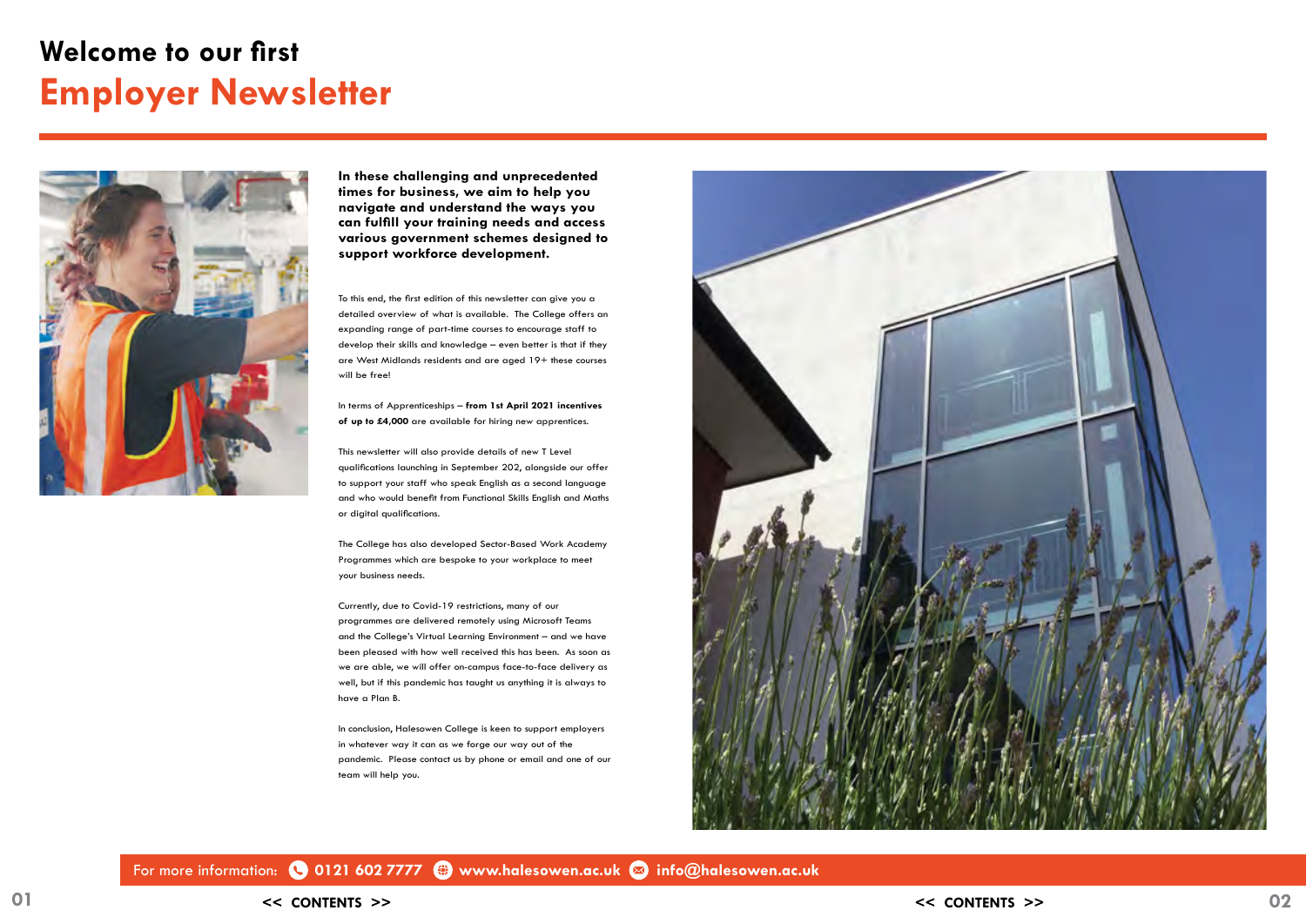# Welcome to our first
# Employer Newsletter

**In these challenging and unprecedented times for business, we aim to help you navigate and understand the ways you can fulfill your training needs and access various government schemes designed to support workforce development.**

To this end, the first edition of this newsletter can give you a detailed overview of what is available. The College offers an expanding range of part-time courses to encourage staff to develop their skills and knowledge – even better is that if they are West Midlands residents and are aged 19+ these courses will be free!

In terms of Apprenticeships – **from 1st April 2021 incentives of up to £4,000** are available for hiring new apprentices.

This newsletter will also provide details of new T Level qualifications launching in September 202, alongside our offer to support your staff who speak English as a second language and who would benefit from Functional Skills English and Maths or digital qualifications.

The College has also developed Sector-Based Work Academy Programmes which are bespoke to your workplace to meet your business needs.

Currently, due to Covid-19 restrictions, many of our programmes are delivered remotely using Microsoft Teams and the College's Virtual Learning Environment – and we have been pleased with how well received this has been. As soon as we are able, we will offer on-campus face-to-face delivery as well, but if this pandemic has taught us anything it is always to have a Plan B.

In conclusion, Halesowen College is keen to support employers in whatever way it can as we forge our way out of the pandemic. Please contact us by phone or email and one of our team will help you.

For more information: 0121 602 7777 www.halesowen.ac.uk info@halesowen.ac.uk

<< CONTENTS >>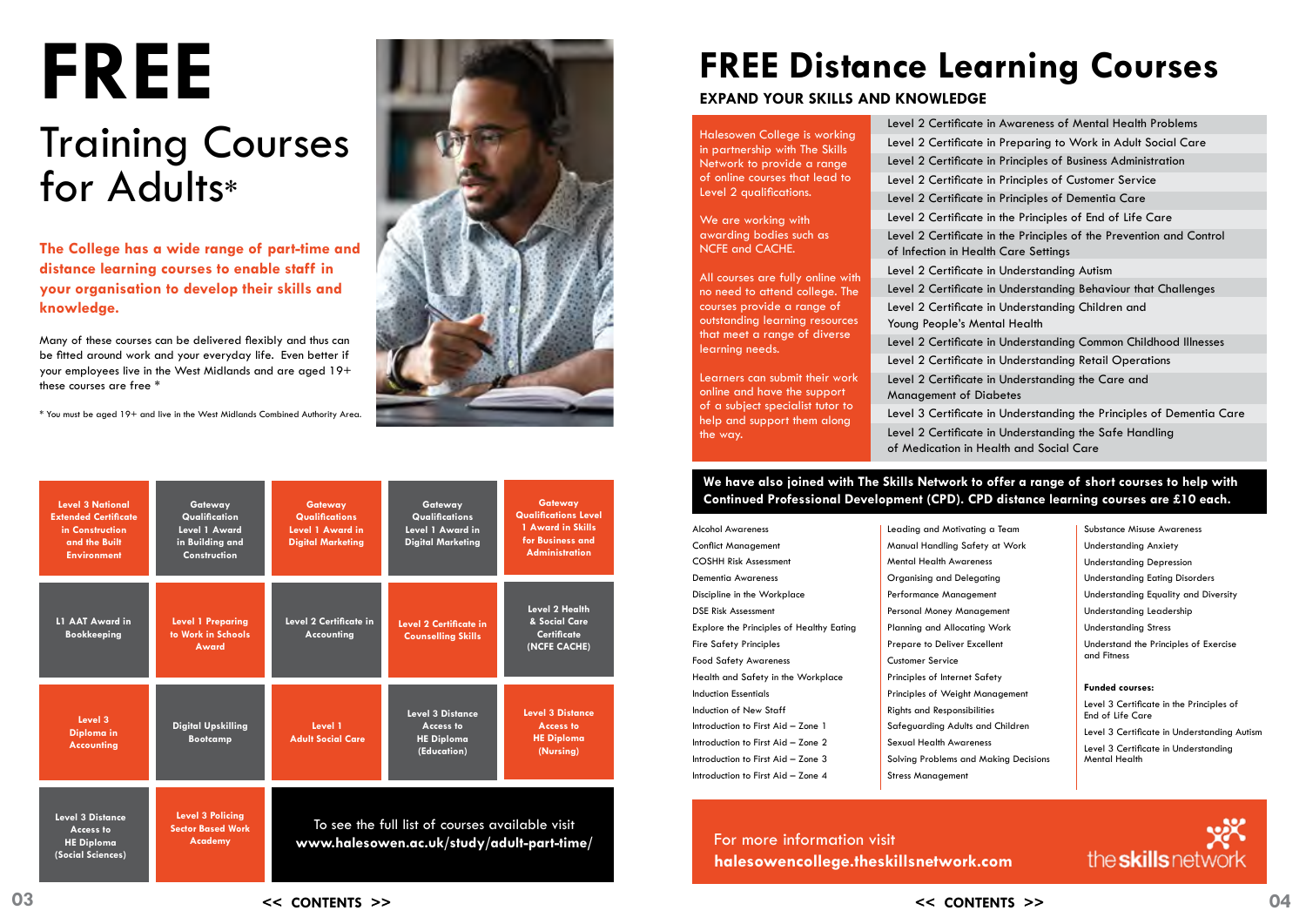# FREE

## Training Courses for Adults*

**The College has a wide range of part-time and distance learning courses to enable staff in your organisation to develop their skills and knowledge.**

Many of these courses can be delivered flexibly and thus can be fitted around work and your everyday life. Even better if your employees live in the West Midlands and are aged 19+ these courses are free *

* You must be aged 19+ and live in the West Midlands Combined Authority Area.

- Level 3 National Extended Certificate in Construction and the Built Environment
- Gateway Qualification Level 1 Award in Building and Construction
- Gateway Qualifications Level 1 Award in Digital Marketing
- Gateway Qualifications Level 1 Award in Digital Marketing
- Gateway Qualifications Level 1 Award in Skills for Business and Administration
- L1 AAT Award in Bookkeeping
- Level 1 Preparing to Work in Schools Award
- Level 2 Certificate in Accounting
- Level 2 Certificate in Counselling Skills
- Level 2 Health & Social Care Certificate (NCFE CACHE)
- Level 3 Diploma in Accounting
- Digital Upskilling Bootcamp
- Level 1 Adult Social Care
- Level 3 Distance Access to HE Diploma (Education)
- Level 3 Distance Access to HE Diploma (Nursing)
- Level 3 Distance Access to HE Diploma (Social Sciences)
- Level 3 Policing Sector Based Work Academy

To see the full list of courses available visit **www.halesowen.ac.uk/study/adult-part-time/**

# FREE Distance Learning Courses

## EXPAND YOUR SKILLS AND KNOWLEDGE

Halesowen College is working in partnership with The Skills Network to provide a range of online courses that lead to Level 2 qualifications.

We are working with awarding bodies such as NCFE and CACHE.

All courses are fully online with no need to attend college. The courses provide a range of outstanding learning resources that meet a range of diverse learning needs.

Learners can submit their work online and have the support of a subject specialist tutor to help and support them along the way.

- Level 2 Certificate in Awareness of Mental Health Problems
- Level 2 Certificate in Preparing to Work in Adult Social Care
- Level 2 Certificate in Principles of Business Administration
- Level 2 Certificate in Principles of Customer Service
- Level 2 Certificate in Principles of Dementia Care
- Level 2 Certificate in the Principles of End of Life Care
- Level 2 Certificate in the Principles of the Prevention and Control of Infection in Health Care Settings
- Level 2 Certificate in Understanding Autism
- Level 2 Certificate in Understanding Behaviour that Challenges
- Level 2 Certificate in Understanding Children and Young People's Mental Health
- Level 2 Certificate in Understanding Common Childhood Illnesses
- Level 2 Certificate in Understanding Retail Operations
- Level 2 Certificate in Understanding the Care and Management of Diabetes
- Level 3 Certificate in Understanding the Principles of Dementia Care
- Level 2 Certificate in Understanding the Safe Handling of Medication in Health and Social Care

**We have also joined with The Skills Network to offer a range of short courses to help with Continued Professional Development (CPD). CPD distance learning courses are £10 each.**

- Alcohol Awareness
- Conflict Management
- COSHH Risk Assessment
- Dementia Awareness
- Discipline in the Workplace
- DSE Risk Assessment
- Explore the Principles of Healthy Eating
- Fire Safety Principles
- Food Safety Awareness
- Health and Safety in the Workplace
- Induction Essentials
- Induction of New Staff
- Introduction to First Aid – Zone 1
- Introduction to First Aid – Zone 2
- Introduction to First Aid – Zone 3
- Introduction to First Aid – Zone 4
- Leading and Motivating a Team
- Manual Handling Safety at Work
- Mental Health Awareness
- Organising and Delegating
- Performance Management
- Personal Money Management
- Planning and Allocating Work
- Prepare to Deliver Excellent Customer Service
- Principles of Internet Safety
- Principles of Weight Management
- Rights and Responsibilities
- Safeguarding Adults and Children
- Sexual Health Awareness
- Solving Problems and Making Decisions
- Stress Management
- Substance Misuse Awareness
- Understanding Anxiety
- Understanding Depression
- Understanding Eating Disorders
- Understanding Equality and Diversity
- Understanding Leadership
- Understanding Stress
- Understand the Principles of Exercise and Fitness

**Funded courses:**

- Level 3 Certificate in the Principles of End of Life Care
- Level 3 Certificate in Understanding Autism
- Level 3 Certificate in Understanding Mental Health

For more information visit **halesowencollege.theskillsnetwork.com**

the skills network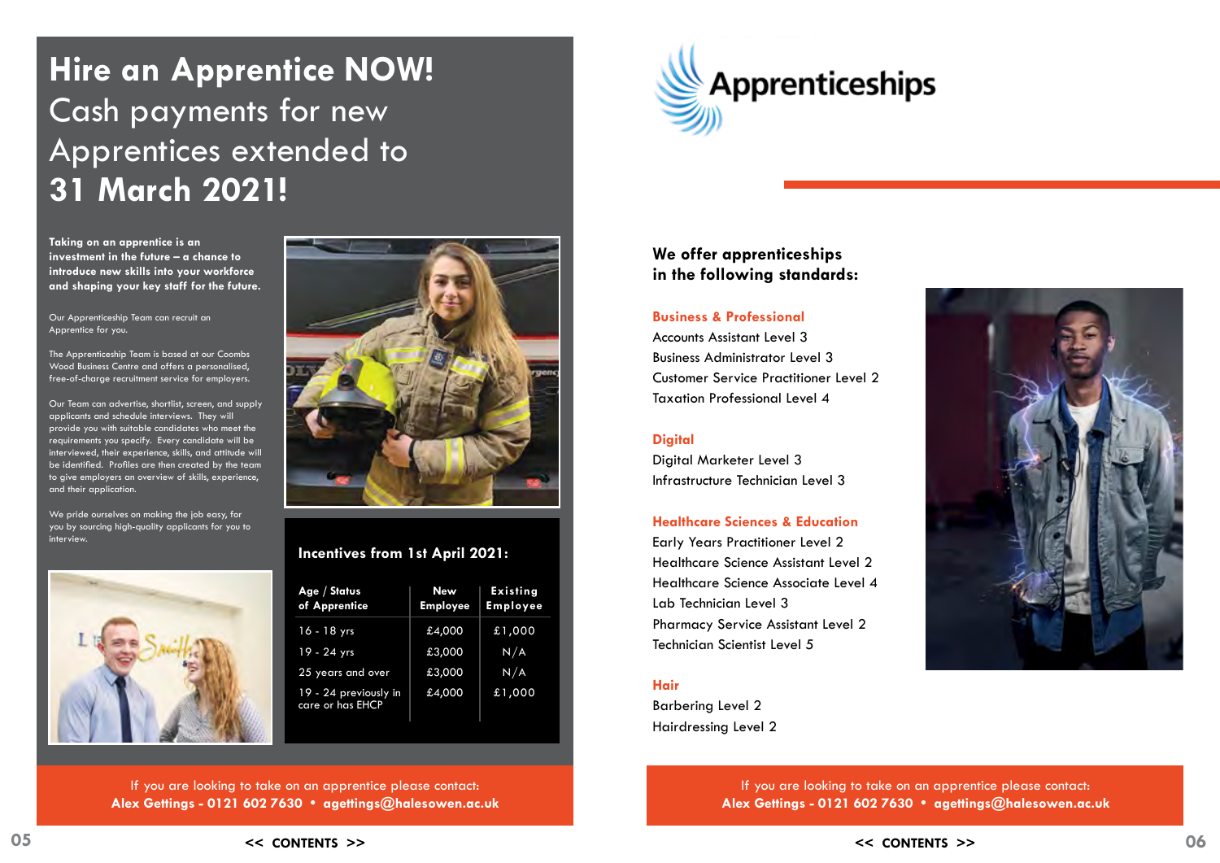# Hire an Apprentice NOW!

## Cash payments for new Apprentices extended to **31 March 2021!**

**Taking on an apprentice is an investment in the future – a chance to introduce new skills into your workforce and shaping your key staff for the future.**

Our Apprenticeship Team can recruit an Apprentice for you.

The Apprenticeship Team is based at our Coombs Wood Business Centre and offers a personalised, free-of-charge recruitment service for employers.

Our Team can advertise, shortlist, screen, and supply applicants and schedule interviews. They will provide you with suitable candidates who meet the requirements you specify. Every candidate will be interviewed, their experience, skills, and attitude will be identified. Profiles are then created by the team to give employers an overview of skills, experience, and their application.

We pride ourselves on making the job easy, for you by sourcing high-quality applicants for you to interview.

### Incentives from 1st April 2021:

| Age / Status of Apprentice | New Employee | Existing Employee |
|---|---|---|
| 16 - 18 yrs | £4,000 | £1,000 |
| 19 - 24 yrs | £3,000 | N/A |
| 25 years and over | £3,000 | N/A |
| 19 - 24 previously in care or has EHCP | £4,000 | £1,000 |

If you are looking to take on an apprentice please contact:
**Alex Gettings - 0121 602 7630 • agettings@halesowen.ac.uk**

<< CONTENTS >>

# Apprenticeships

## We offer apprenticeships in the following standards:

### Business & Professional
Accounts Assistant Level 3
Business Administrator Level 3
Customer Service Practitioner Level 2
Taxation Professional Level 4

### Digital
Digital Marketer Level 3
Infrastructure Technician Level 3

### Healthcare Sciences & Education
Early Years Practitioner Level 2
Healthcare Science Assistant Level 2
Healthcare Science Associate Level 4
Lab Technician Level 3
Pharmacy Service Assistant Level 2
Technician Scientist Level 5

### Hair
Barbering Level 2
Hairdressing Level 2

If you are looking to take on an apprentice please contact:
**Alex Gettings - 0121 602 7630 • agettings@halesowen.ac.uk**

<< CONTENTS >>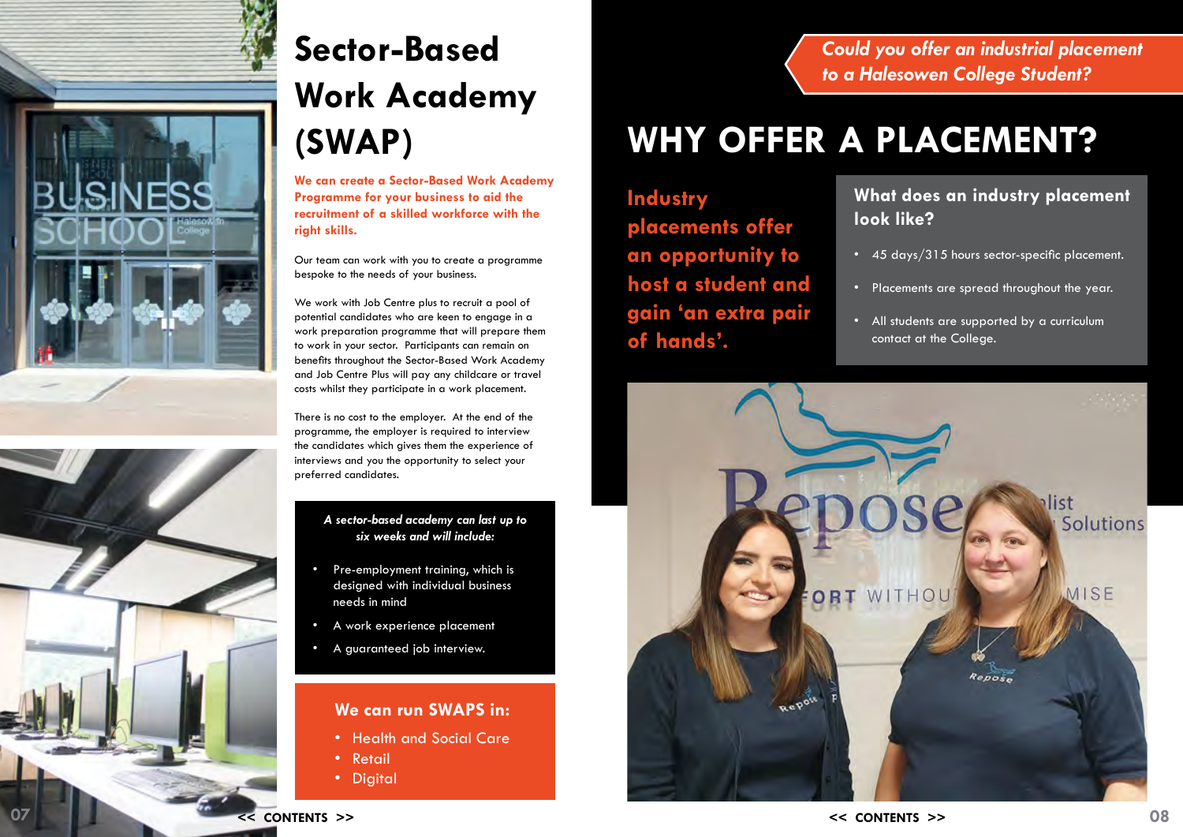# Sector-Based Work Academy (SWAP)

**We can create a Sector-Based Work Academy Programme for your business to aid the recruitment of a skilled workforce with the right skills.**

Our team can work with you to create a programme bespoke to the needs of your business.

We work with Job Centre plus to recruit a pool of potential candidates who are keen to engage in a work preparation programme that will prepare them to work in your sector. Participants can remain on benefits throughout the Sector-Based Work Academy and Job Centre Plus will pay any childcare or travel costs whilst they participate in a work placement.

There is no cost to the employer. At the end of the programme, the employer is required to interview the candidates which gives them the experience of interviews and you the opportunity to select your preferred candidates.

***A sector-based academy can last up to six weeks and will include:***

- Pre-employment training, which is designed with individual business needs in mind
- A work experience placement
- A guaranteed job interview.

**We can run SWAPS in:**

- Health and Social Care
- Retail
- Digital

*Could you offer an industrial placement to a Halesowen College Student?*

# WHY OFFER A PLACEMENT?

**Industry placements offer an opportunity to host a student and gain 'an extra pair of hands'.**

**What does an industry placement look like?**

- 45 days/315 hours sector-specific placement.
- Placements are spread throughout the year.
- All students are supported by a curriculum contact at the College.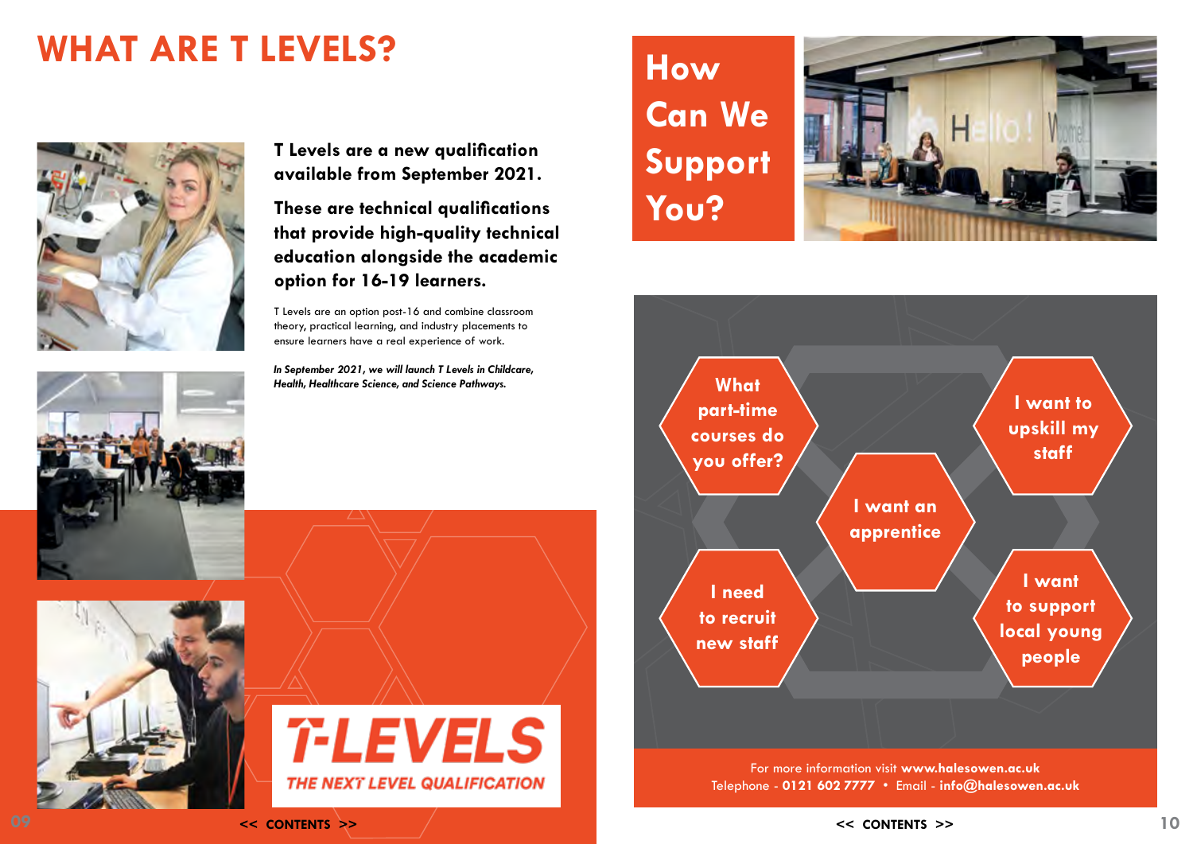# WHAT ARE T LEVELS?

**T Levels are a new qualification available from September 2021.**

**These are technical qualifications that provide high-quality technical education alongside the academic option for 16-19 learners.**

T Levels are an option post-16 and combine classroom theory, practical learning, and industry placements to ensure learners have a real experience of work.

***In September 2021, we will launch T Levels in Childcare, Health, Healthcare Science, and Science Pathways.***

**T-LEVELS**

**THE NEXT LEVEL QUALIFICATION**

<< CONTENTS >>

# How Can We Support You?

- What part-time courses do you offer?
- I want to upskill my staff
- I want an apprentice
- I need to recruit new staff
- I want to support local young people

For more information visit **www.halesowen.ac.uk**
Telephone - **0121 602 7777** • Email - **info@halesowen.ac.uk**

<< CONTENTS >>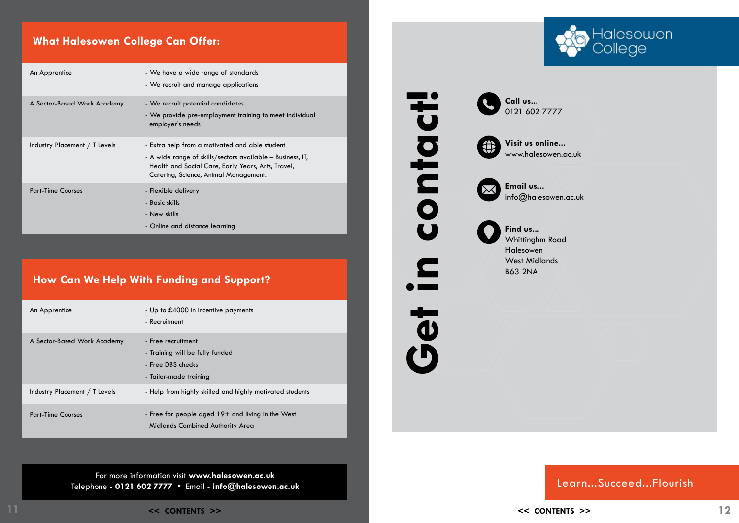## What Halesowen College Can Offer:

| | |
|---|---|
| An Apprentice | - We have a wide range of standards<br>- We recruit and manage applications |
| A Sector-Based Work Academy | - We recruit potential candidates<br>- We provide pre-employment training to meet individual employer's needs |
| Industry Placement / T Levels | - Extra help from a motivated and able student<br>- A wide range of skills/sectors available – Business, IT, Health and Social Care, Early Years, Arts, Travel, Catering, Science, Animal Management. |
| Part-Time Courses | - Flexible delivery<br>- Basic skills<br>- New skills<br>- Online and distance learning |

## How Can We Help With Funding and Support?

| | |
|---|---|
| An Apprentice | - Up to £4000 in incentive payments<br>- Recruitment |
| A Sector-Based Work Academy | - Free recruitment<br>- Training will be fully funded<br>- Free DBS checks<br>- Tailor-made training |
| Industry Placement / T Levels | - Help from highly skilled and highly motivated students |
| Part-Time Courses | - Free for people aged 19+ and living in the West Midlands Combined Authority Area |

For more information visit **www.halesowen.ac.uk**
Telephone - **0121 602 7777** • Email - **info@halesowen.ac.uk**

<< CONTENTS >>

Halesowen College

# Get in contact!

**Call us...**
0121 602 7777

**Visit us online...**
www.halesowen.ac.uk

**Email us...**
info@halesowen.ac.uk

**Find us...**
Whittinghm Road
Halesowen
West Midlands
B63 2NA

Learn...Succeed...Flourish

<< CONTENTS >>